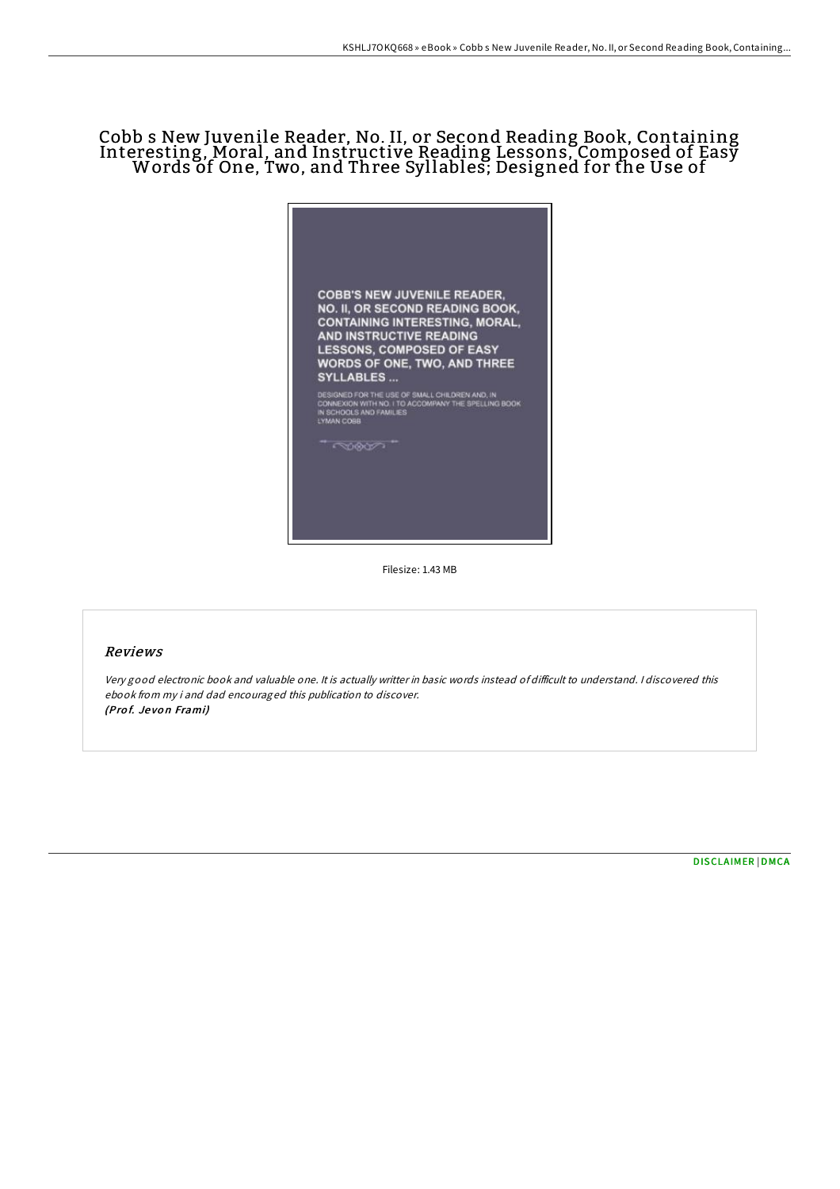# Cobb s New Juvenile Reader, No. II, or Second Reading Book, Containing Interesting, Moral, and Instructive Reading Lessons, Composed of Easy Words of One, Two, and Three Syllables; Designed for the Use of

COBB'S NEW JUVENILE READER, NO. II, OR SECOND READING BOOK, CONTAINING INTERESTING, MORAL, AND INSTRUCTIVE READING LESSONS, COMPOSED OF EASY WORDS OF ONE, TWO, AND THREE SYLLABLES ...

DESIGNED FOR THE USE OF SMALL CHILDREN AND, IN CONNEXION WITH NO. I TO ACCOMPANY THE SPELLING BOOK IN SCHOOLS AND FAMILIES

LYMAN COBB

Filesize: 1.43 MB

## Reviews

Very good electronic book and valuable one. It is actually writter in basic words instead of difficult to understand. I discovered this ebook from my i and dad encouraged this publication to discover.
*(Prof. Jevon Frami)*

DISCLAIMER | DMCA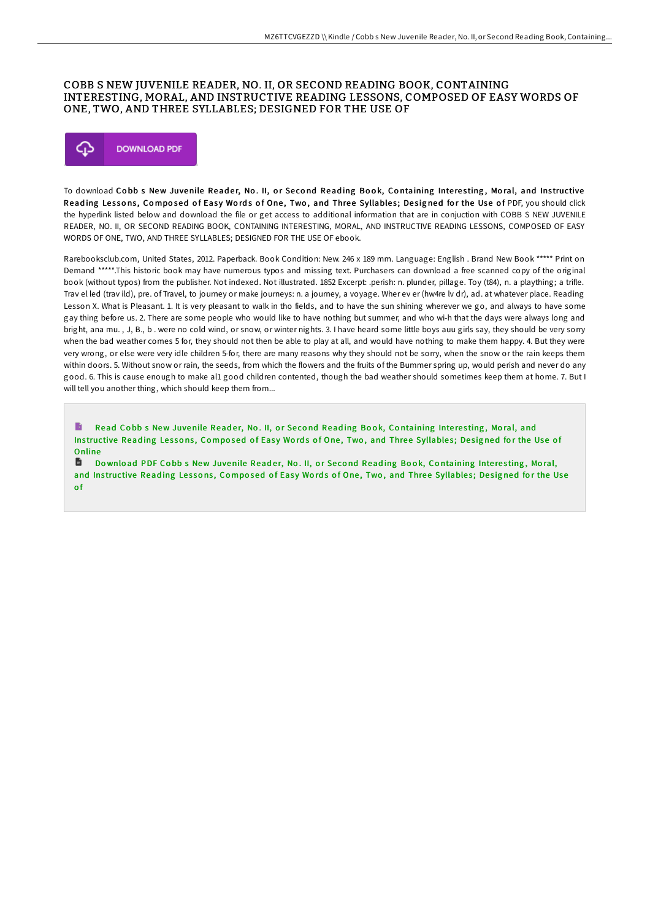# COBB S NEW JUVENILE READER, NO. II, OR SECOND READING BOOK, CONTAINING INTERESTING, MORAL, AND INSTRUCTIVE READING LESSONS, COMPOSED OF EASY WORDS OF ONE, TWO, AND THREE SYLLABLES; DESIGNED FOR THE USE OF

DOWNLOAD PDF

To download **Cobb s New Juvenile Reader, No. II, or Second Reading Book, Containing Interesting, Moral, and Instructive Reading Lessons, Composed of Easy Words of One, Two, and Three Syllables; Designed for the Use of** PDF, you should click the hyperlink listed below and download the file or get access to additional information that are in conjuction with COBB S NEW JUVENILE READER, NO. II, OR SECOND READING BOOK, CONTAINING INTERESTING, MORAL, AND INSTRUCTIVE READING LESSONS, COMPOSED OF EASY WORDS OF ONE, TWO, AND THREE SYLLABLES; DESIGNED FOR THE USE OF ebook.

Rarebooksclub.com, United States, 2012. Paperback. Book Condition: New. 246 x 189 mm. Language: English . Brand New Book ***** Print on Demand *****.This historic book may have numerous typos and missing text. Purchasers can download a free scanned copy of the original book (without typos) from the publisher. Not indexed. Not illustrated. 1852 Excerpt: .perish: n. plunder, pillage. Toy (t84), n. a plaything; a trifle. Trav el led (trav ild), pre. of Travel, to journey or make journeys: n. a journey, a voyage. Wher ev er (hw4re lv dr), ad. at whatever place. Reading Lesson X. What is Pleasant. 1. It is very pleasant to walk in tho fields, and to have the sun shining wherever we go, and always to have some gay thing before us. 2. There are some people who would like to have nothing but summer, and who wi-h that the days were always long and bright, ana mu. , J, B., b . were no cold wind, or snow, or winter nights. 3. I have heard some little boys auu girls say, they should be very sorry when the bad weather comes 5 for, they should not then be able to play at all, and would have nothing to make them happy. 4. But they were very wrong, or else were very idle children 5-for, there are many reasons why they should not be sorry, when the snow or the rain keeps them within doors. 5. Without snow or rain, the seeds, from which the flowers and the fruits of the Bummer spring up, would perish and never do any good. 6. This is cause enough to make al1 good children contented, though the bad weather should sometimes keep them at home. 7. But I will tell you another thing, which should keep them from...

Read Cobb s New Juvenile Reader, No. II, or Second Reading Book, Containing Interesting, Moral, and Instructive Reading Lessons, Composed of Easy Words of One, Two, and Three Syllables; Designed for the Use of Online

Download PDF Cobb s New Juvenile Reader, No. II, or Second Reading Book, Containing Interesting, Moral, and Instructive Reading Lessons, Composed of Easy Words of One, Two, and Three Syllables; Designed for the Use of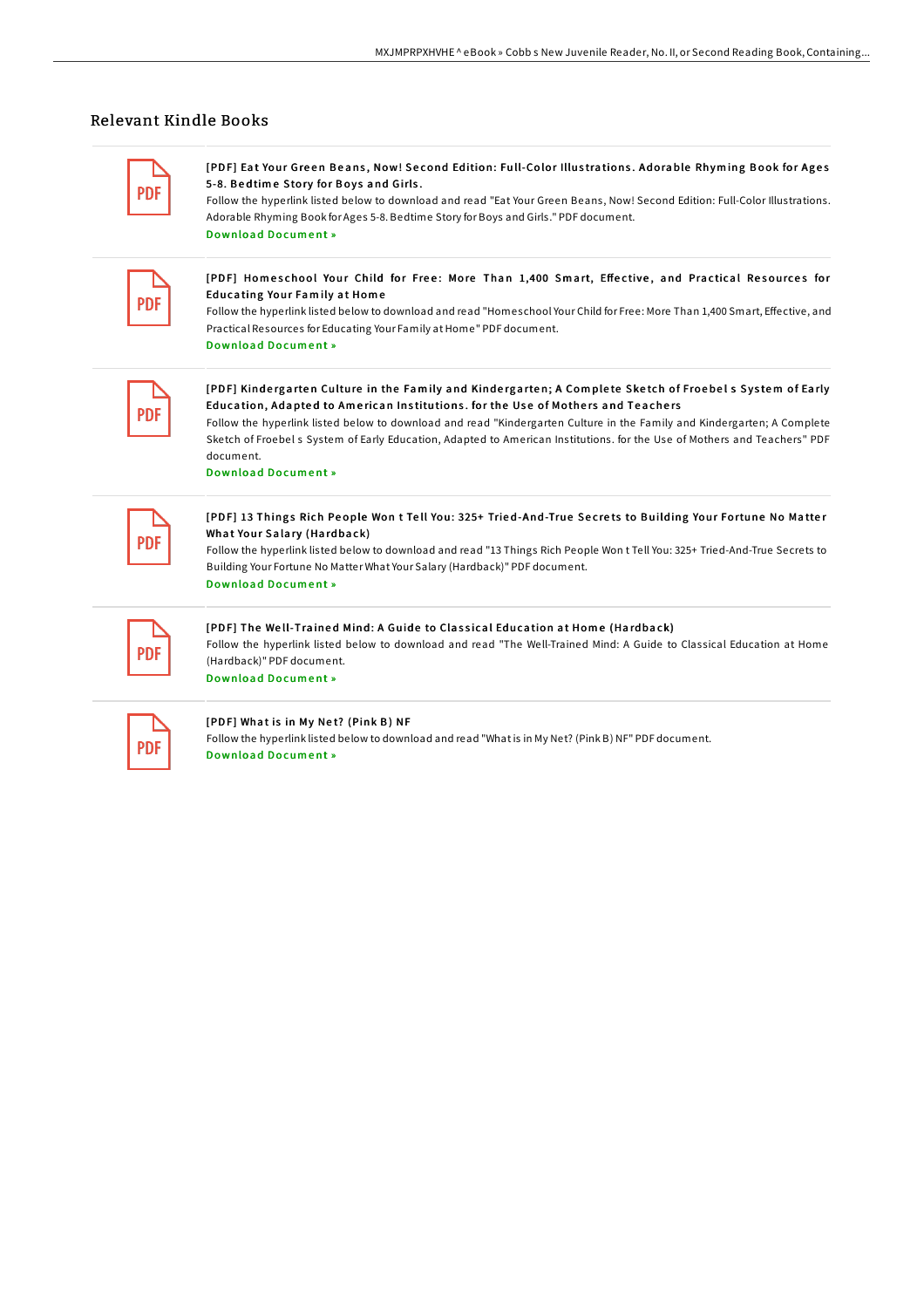## Relevant Kindle Books

**[PDF] Eat Your Green Beans, Now! Second Edition: Full-Color Illustrations. Adorable Rhyming Book for Ages 5-8. Bedtime Story for Boys and Girls.**

Follow the hyperlink listed below to download and read "Eat Your Green Beans, Now! Second Edition: Full-Color Illustrations. Adorable Rhyming Book for Ages 5-8. Bedtime Story for Boys and Girls." PDF document.

Download Document »

**[PDF] Homeschool Your Child for Free: More Than 1,400 Smart, Effective, and Practical Resources for Educating Your Family at Home**

Follow the hyperlink listed below to download and read "Homeschool Your Child for Free: More Than 1,400 Smart, Effective, and Practical Resources for Educating Your Family at Home" PDF document.

Download Document »

**[PDF] Kindergarten Culture in the Family and Kindergarten; A Complete Sketch of Froebel s System of Early Education, Adapted to American Institutions. for the Use of Mothers and Teachers**

Follow the hyperlink listed below to download and read "Kindergarten Culture in the Family and Kindergarten; A Complete Sketch of Froebel s System of Early Education, Adapted to American Institutions. for the Use of Mothers and Teachers" PDF document.

Download Document »

**[PDF] 13 Things Rich People Won t Tell You: 325+ Tried-And-True Secrets to Building Your Fortune No Matter What Your Salary (Hardback)**

Follow the hyperlink listed below to download and read "13 Things Rich People Won t Tell You: 325+ Tried-And-True Secrets to Building Your Fortune No Matter What Your Salary (Hardback)" PDF document.

Download Document »

**[PDF] The Well-Trained Mind: A Guide to Classical Education at Home (Hardback)**

Follow the hyperlink listed below to download and read "The Well-Trained Mind: A Guide to Classical Education at Home (Hardback)" PDF document.

Download Document »

**[PDF] What is in My Net? (Pink B) NF**

Follow the hyperlink listed below to download and read "What is in My Net? (Pink B) NF" PDF document.

Download Document »